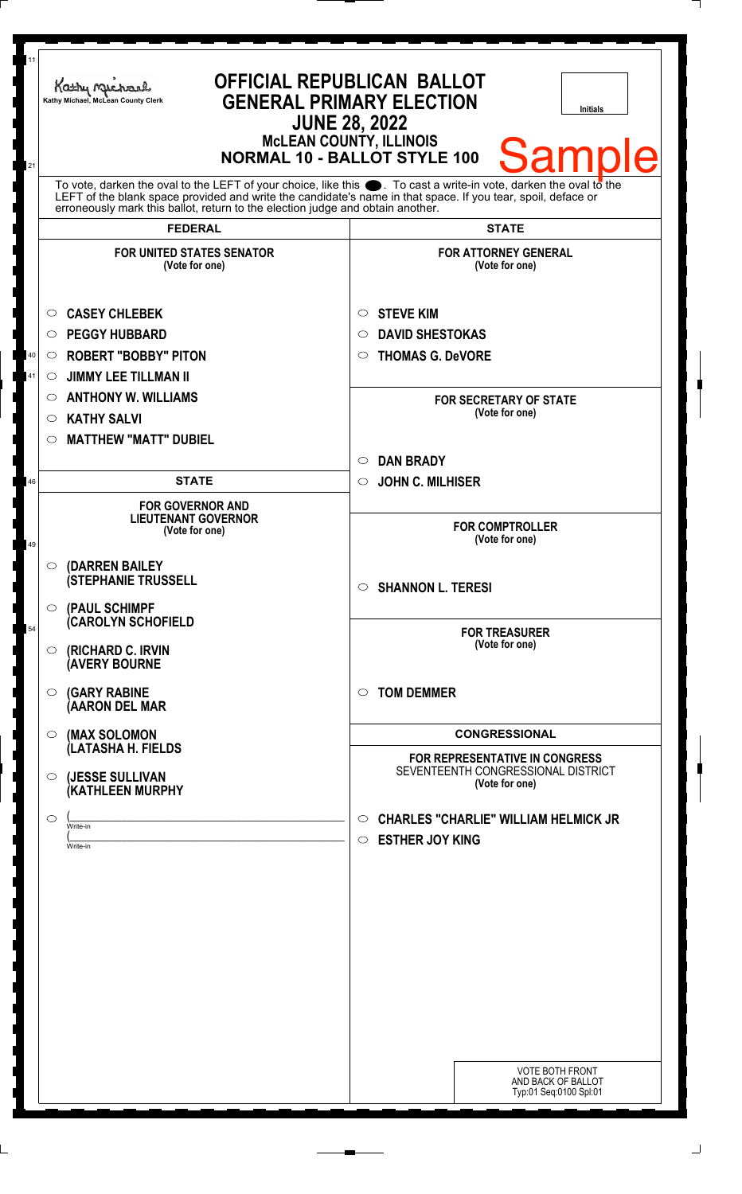Kathy Michael, McLean County Clerk

# OFFICIAL REPUBLICAN BALLOT
## GENERAL PRIMARY ELECTION
### JUNE 28, 2022
### McLEAN COUNTY, ILLINOIS
### NORMAL 10 - BALLOT STYLE 100

Initials

Sample

To vote, darken the oval to the LEFT of your choice, like this ●. To cast a write-in vote, darken the oval to the LEFT of the blank space provided and write the candidate's name in that space. If you tear, spoil, deface or erroneously mark this ballot, return to the election judge and obtain another.

## FEDERAL

**FOR UNITED STATES SENATOR**
(Vote for one)

- ○ **CASEY CHLEBEK**
- ○ **PEGGY HUBBARD**
- ○ **ROBERT "BOBBY" PITON**
- ○ **JIMMY LEE TILLMAN II**
- ○ **ANTHONY W. WILLIAMS**
- ○ **KATHY SALVI**
- ○ **MATTHEW "MATT" DUBIEL**

## STATE

**FOR GOVERNOR AND LIEUTENANT GOVERNOR**
(Vote for one)

- ○ **(DARREN BAILEY (STEPHANIE TRUSSELL**
- ○ **(PAUL SCHIMPF (CAROLYN SCHOFIELD**
- ○ **(RICHARD C. IRVIN (AVERY BOURNE**
- ○ **(GARY RABINE (AARON DEL MAR**
- ○ **(MAX SOLOMON (LATASHA H. FIELDS**
- ○ **(JESSE SULLIVAN (KATHLEEN MURPHY**
- ○ (______________________ Write-in
  (______________________ Write-in

## STATE

**FOR ATTORNEY GENERAL**
(Vote for one)

- ○ **STEVE KIM**
- ○ **DAVID SHESTOKAS**
- ○ **THOMAS G. DeVORE**

**FOR SECRETARY OF STATE**
(Vote for one)

- ○ **DAN BRADY**
- ○ **JOHN C. MILHISER**

**FOR COMPTROLLER**
(Vote for one)

- ○ **SHANNON L. TERESI**

**FOR TREASURER**
(Vote for one)

- ○ **TOM DEMMER**

## CONGRESSIONAL

**FOR REPRESENTATIVE IN CONGRESS**
SEVENTEENTH CONGRESSIONAL DISTRICT
(Vote for one)

- ○ **CHARLES "CHARLIE" WILLIAM HELMICK JR**
- ○ **ESTHER JOY KING**

VOTE BOTH FRONT AND BACK OF BALLOT
Typ:01 Seq:0100 Spl:01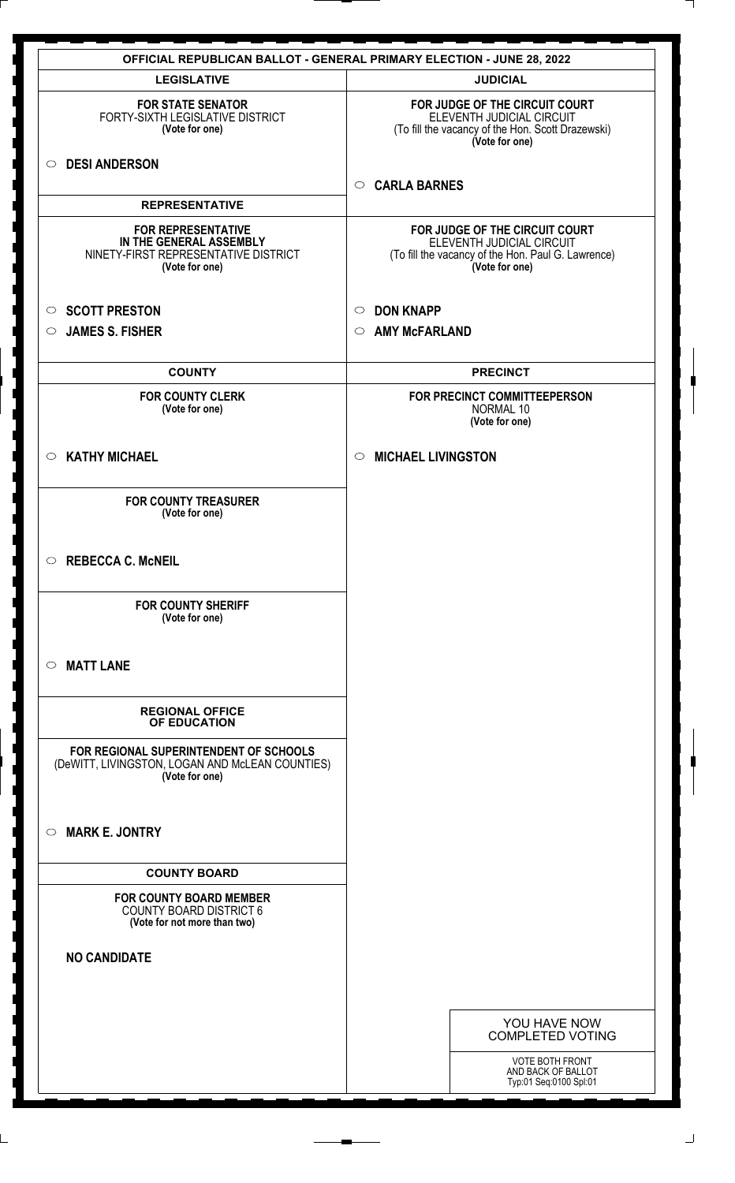# OFFICIAL REPUBLICAN BALLOT - GENERAL PRIMARY ELECTION - JUNE 28, 2022

## LEGISLATIVE

**FOR STATE SENATOR**
FORTY-SIXTH LEGISLATIVE DISTRICT
**(Vote for one)**

○ **DESI ANDERSON**

## REPRESENTATIVE

**FOR REPRESENTATIVE IN THE GENERAL ASSEMBLY**
NINETY-FIRST REPRESENTATIVE DISTRICT
**(Vote for one)**

○ **SCOTT PRESTON**
○ **JAMES S. FISHER**

## COUNTY

**FOR COUNTY CLERK**
**(Vote for one)**

○ **KATHY MICHAEL**

**FOR COUNTY TREASURER**
**(Vote for one)**

○ **REBECCA C. McNEIL**

**FOR COUNTY SHERIFF**
**(Vote for one)**

○ **MATT LANE**

## REGIONAL OFFICE OF EDUCATION

**FOR REGIONAL SUPERINTENDENT OF SCHOOLS**
(DeWITT, LIVINGSTON, LOGAN AND McLEAN COUNTIES)
**(Vote for one)**

○ **MARK E. JONTRY**

## COUNTY BOARD

**FOR COUNTY BOARD MEMBER**
COUNTY BOARD DISTRICT 6
**(Vote for not more than two)**

**NO CANDIDATE**

## JUDICIAL

**FOR JUDGE OF THE CIRCUIT COURT**
ELEVENTH JUDICIAL CIRCUIT
(To fill the vacancy of the Hon. Scott Drazewski)
**(Vote for one)**

○ **CARLA BARNES**

**FOR JUDGE OF THE CIRCUIT COURT**
ELEVENTH JUDICIAL CIRCUIT
(To fill the vacancy of the Hon. Paul G. Lawrence)
**(Vote for one)**

○ **DON KNAPP**
○ **AMY McFARLAND**

## PRECINCT

**FOR PRECINCT COMMITTEEPERSON**
NORMAL 10
**(Vote for one)**

○ **MICHAEL LIVINGSTON**

YOU HAVE NOW COMPLETED VOTING

VOTE BOTH FRONT AND BACK OF BALLOT
Typ:01 Seq:0100 Spl:01